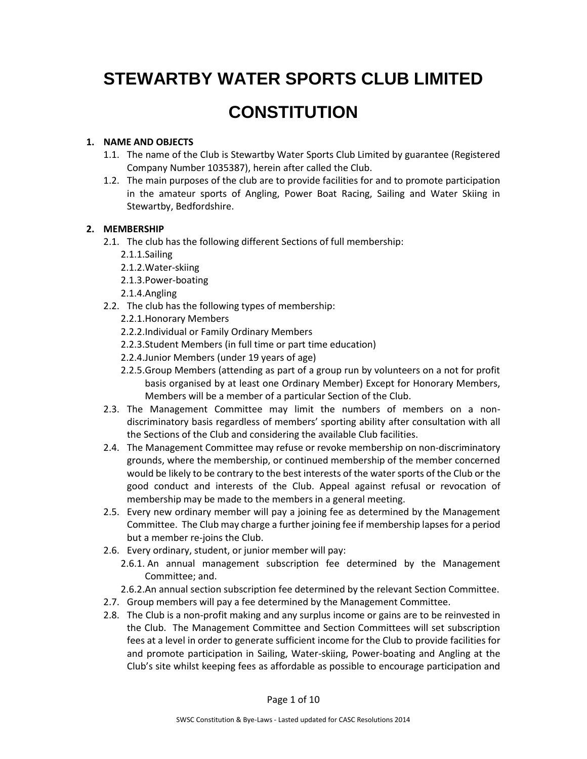# STEWARTBY WATER SPORTS CLUB LIMITED

# CONSTITUTION

## 1. NAME AND OBJECTS

1.1. The name of the Club is Stewartby Water Sports Club Limited by guarantee (Registered Company Number 1035387), herein after called the Club.

1.2. The main purposes of the club are to provide facilities for and to promote participation in the amateur sports of Angling, Power Boat Racing, Sailing and Water Skiing in Stewartby, Bedfordshire.

## 2. MEMBERSHIP

2.1. The club has the following different Sections of full membership:

- 2.1.1. Sailing
- 2.1.2. Water-skiing
- 2.1.3. Power-boating
- 2.1.4. Angling

2.2. The club has the following types of membership:

- 2.2.1. Honorary Members
- 2.2.2. Individual or Family Ordinary Members
- 2.2.3. Student Members (in full time or part time education)
- 2.2.4. Junior Members (under 19 years of age)
- 2.2.5. Group Members (attending as part of a group run by volunteers on a not for profit basis organised by at least one Ordinary Member) Except for Honorary Members, Members will be a member of a particular Section of the Club.

2.3. The Management Committee may limit the numbers of members on a non-discriminatory basis regardless of members' sporting ability after consultation with all the Sections of the Club and considering the available Club facilities.

2.4. The Management Committee may refuse or revoke membership on non-discriminatory grounds, where the membership, or continued membership of the member concerned would be likely to be contrary to the best interests of the water sports of the Club or the good conduct and interests of the Club. Appeal against refusal or revocation of membership may be made to the members in a general meeting.

2.5. Every new ordinary member will pay a joining fee as determined by the Management Committee. The Club may charge a further joining fee if membership lapses for a period but a member re-joins the Club.

2.6. Every ordinary, student, or junior member will pay:

- 2.6.1. An annual management subscription fee determined by the Management Committee; and.
- 2.6.2. An annual section subscription fee determined by the relevant Section Committee.

2.7. Group members will pay a fee determined by the Management Committee.

2.8. The Club is a non-profit making and any surplus income or gains are to be reinvested in the Club. The Management Committee and Section Committees will set subscription fees at a level in order to generate sufficient income for the Club to provide facilities for and promote participation in Sailing, Water-skiing, Power-boating and Angling at the Club's site whilst keeping fees as affordable as possible to encourage participation and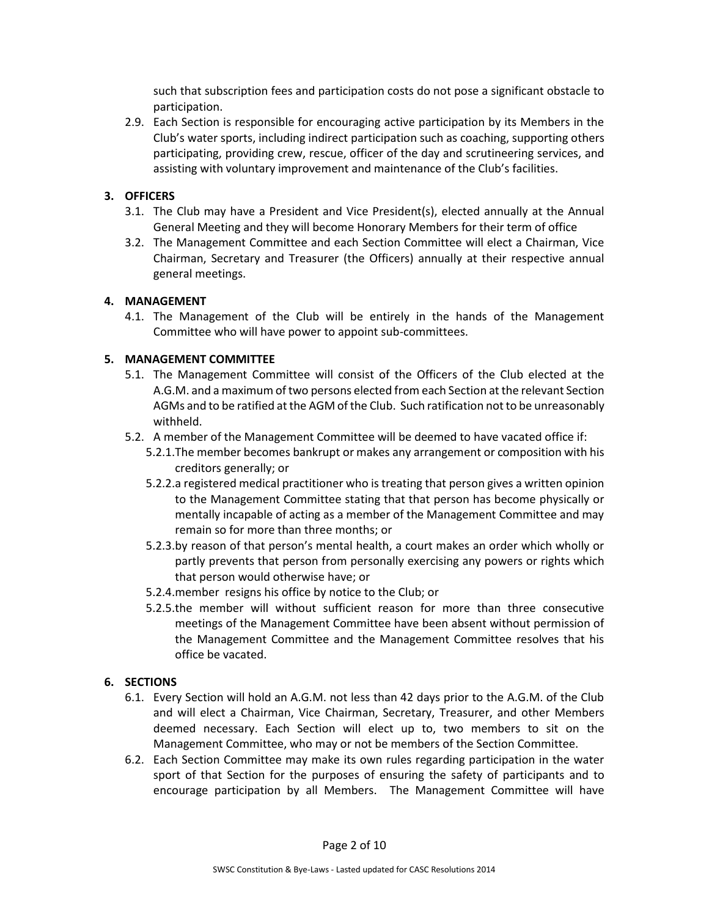such that subscription fees and participation costs do not pose a significant obstacle to participation.

2.9. Each Section is responsible for encouraging active participation by its Members in the Club's water sports, including indirect participation such as coaching, supporting others participating, providing crew, rescue, officer of the day and scrutineering services, and assisting with voluntary improvement and maintenance of the Club's facilities.

## 3. OFFICERS

3.1. The Club may have a President and Vice President(s), elected annually at the Annual General Meeting and they will become Honorary Members for their term of office

3.2. The Management Committee and each Section Committee will elect a Chairman, Vice Chairman, Secretary and Treasurer (the Officers) annually at their respective annual general meetings.

## 4. MANAGEMENT

4.1. The Management of the Club will be entirely in the hands of the Management Committee who will have power to appoint sub-committees.

## 5. MANAGEMENT COMMITTEE

5.1. The Management Committee will consist of the Officers of the Club elected at the A.G.M. and a maximum of two persons elected from each Section at the relevant Section AGMs and to be ratified at the AGM of the Club. Such ratification not to be unreasonably withheld.

5.2. A member of the Management Committee will be deemed to have vacated office if:

5.2.1. The member becomes bankrupt or makes any arrangement or composition with his creditors generally; or

5.2.2. a registered medical practitioner who is treating that person gives a written opinion to the Management Committee stating that that person has become physically or mentally incapable of acting as a member of the Management Committee and may remain so for more than three months; or

5.2.3. by reason of that person's mental health, a court makes an order which wholly or partly prevents that person from personally exercising any powers or rights which that person would otherwise have; or

5.2.4. member resigns his office by notice to the Club; or

5.2.5. the member will without sufficient reason for more than three consecutive meetings of the Management Committee have been absent without permission of the Management Committee and the Management Committee resolves that his office be vacated.

## 6. SECTIONS

6.1. Every Section will hold an A.G.M. not less than 42 days prior to the A.G.M. of the Club and will elect a Chairman, Vice Chairman, Secretary, Treasurer, and other Members deemed necessary. Each Section will elect up to, two members to sit on the Management Committee, who may or not be members of the Section Committee.

6.2. Each Section Committee may make its own rules regarding participation in the water sport of that Section for the purposes of ensuring the safety of participants and to encourage participation by all Members. The Management Committee will have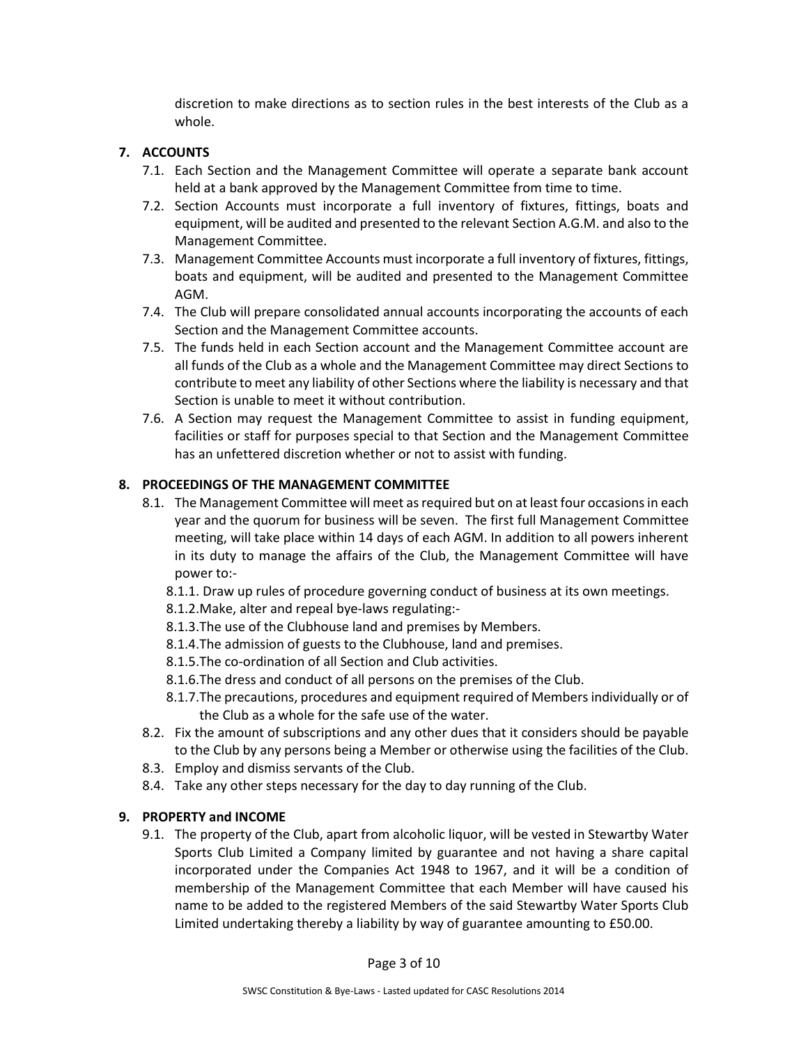discretion to make directions as to section rules in the best interests of the Club as a whole.

## 7. ACCOUNTS

7.1. Each Section and the Management Committee will operate a separate bank account held at a bank approved by the Management Committee from time to time.

7.2. Section Accounts must incorporate a full inventory of fixtures, fittings, boats and equipment, will be audited and presented to the relevant Section A.G.M. and also to the Management Committee.

7.3. Management Committee Accounts must incorporate a full inventory of fixtures, fittings, boats and equipment, will be audited and presented to the Management Committee AGM.

7.4. The Club will prepare consolidated annual accounts incorporating the accounts of each Section and the Management Committee accounts.

7.5. The funds held in each Section account and the Management Committee account are all funds of the Club as a whole and the Management Committee may direct Sections to contribute to meet any liability of other Sections where the liability is necessary and that Section is unable to meet it without contribution.

7.6. A Section may request the Management Committee to assist in funding equipment, facilities or staff for purposes special to that Section and the Management Committee has an unfettered discretion whether or not to assist with funding.

## 8. PROCEEDINGS OF THE MANAGEMENT COMMITTEE

8.1. The Management Committee will meet as required but on at least four occasions in each year and the quorum for business will be seven. The first full Management Committee meeting, will take place within 14 days of each AGM. In addition to all powers inherent in its duty to manage the affairs of the Club, the Management Committee will have power to:-

- 8.1.1. Draw up rules of procedure governing conduct of business at its own meetings.
- 8.1.2. Make, alter and repeal bye-laws regulating:-
- 8.1.3. The use of the Clubhouse land and premises by Members.
- 8.1.4. The admission of guests to the Clubhouse, land and premises.
- 8.1.5. The co-ordination of all Section and Club activities.
- 8.1.6. The dress and conduct of all persons on the premises of the Club.
- 8.1.7. The precautions, procedures and equipment required of Members individually or of the Club as a whole for the safe use of the water.

8.2. Fix the amount of subscriptions and any other dues that it considers should be payable to the Club by any persons being a Member or otherwise using the facilities of the Club.

8.3. Employ and dismiss servants of the Club.

8.4. Take any other steps necessary for the day to day running of the Club.

## 9. PROPERTY and INCOME

9.1. The property of the Club, apart from alcoholic liquor, will be vested in Stewartby Water Sports Club Limited a Company limited by guarantee and not having a share capital incorporated under the Companies Act 1948 to 1967, and it will be a condition of membership of the Management Committee that each Member will have caused his name to be added to the registered Members of the said Stewartby Water Sports Club Limited undertaking thereby a liability by way of guarantee amounting to £50.00.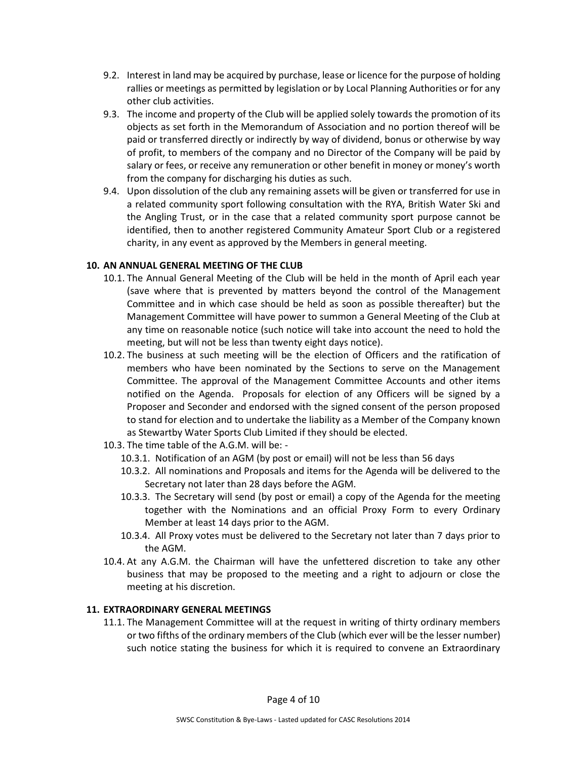9.2. Interest in land may be acquired by purchase, lease or licence for the purpose of holding rallies or meetings as permitted by legislation or by Local Planning Authorities or for any other club activities.

9.3. The income and property of the Club will be applied solely towards the promotion of its objects as set forth in the Memorandum of Association and no portion thereof will be paid or transferred directly or indirectly by way of dividend, bonus or otherwise by way of profit, to members of the company and no Director of the Company will be paid by salary or fees, or receive any remuneration or other benefit in money or money's worth from the company for discharging his duties as such.

9.4. Upon dissolution of the club any remaining assets will be given or transferred for use in a related community sport following consultation with the RYA, British Water Ski and the Angling Trust, or in the case that a related community sport purpose cannot be identified, then to another registered Community Amateur Sport Club or a registered charity, in any event as approved by the Members in general meeting.

## 10. AN ANNUAL GENERAL MEETING OF THE CLUB

10.1. The Annual General Meeting of the Club will be held in the month of April each year (save where that is prevented by matters beyond the control of the Management Committee and in which case should be held as soon as possible thereafter) but the Management Committee will have power to summon a General Meeting of the Club at any time on reasonable notice (such notice will take into account the need to hold the meeting, but will not be less than twenty eight days notice).

10.2. The business at such meeting will be the election of Officers and the ratification of members who have been nominated by the Sections to serve on the Management Committee. The approval of the Management Committee Accounts and other items notified on the Agenda. Proposals for election of any Officers will be signed by a Proposer and Seconder and endorsed with the signed consent of the person proposed to stand for election and to undertake the liability as a Member of the Company known as Stewartby Water Sports Club Limited if they should be elected.

10.3. The time table of the A.G.M. will be: -

- 10.3.1. Notification of an AGM (by post or email) will not be less than 56 days
- 10.3.2. All nominations and Proposals and items for the Agenda will be delivered to the Secretary not later than 28 days before the AGM.
- 10.3.3. The Secretary will send (by post or email) a copy of the Agenda for the meeting together with the Nominations and an official Proxy Form to every Ordinary Member at least 14 days prior to the AGM.
- 10.3.4. All Proxy votes must be delivered to the Secretary not later than 7 days prior to the AGM.

10.4. At any A.G.M. the Chairman will have the unfettered discretion to take any other business that may be proposed to the meeting and a right to adjourn or close the meeting at his discretion.

## 11. EXTRAORDINARY GENERAL MEETINGS

11.1. The Management Committee will at the request in writing of thirty ordinary members or two fifths of the ordinary members of the Club (which ever will be the lesser number) such notice stating the business for which it is required to convene an Extraordinary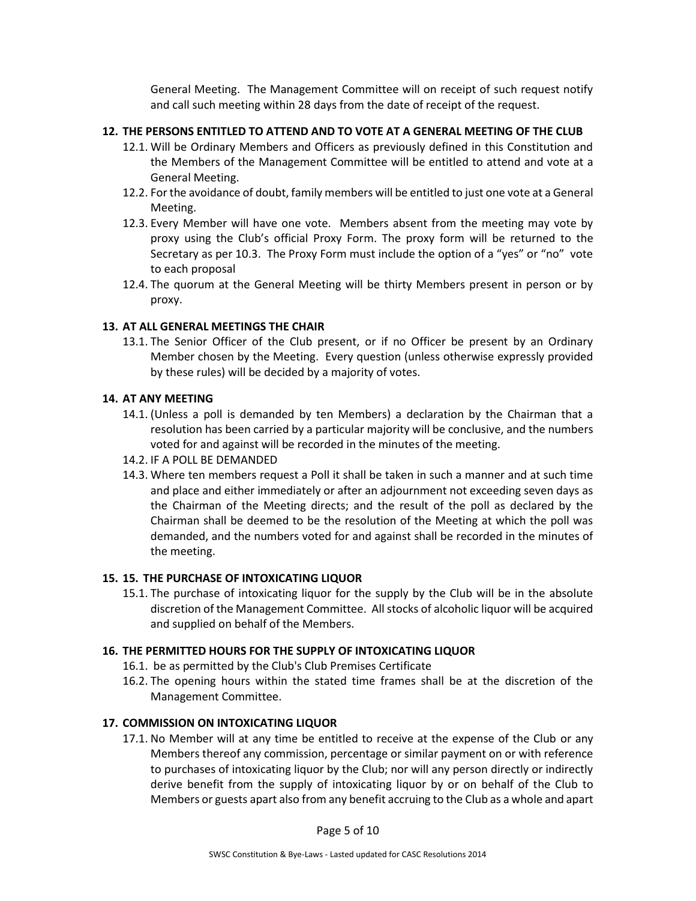General Meeting. The Management Committee will on receipt of such request notify and call such meeting within 28 days from the date of receipt of the request.

## 12. THE PERSONS ENTITLED TO ATTEND AND TO VOTE AT A GENERAL MEETING OF THE CLUB

12.1. Will be Ordinary Members and Officers as previously defined in this Constitution and the Members of the Management Committee will be entitled to attend and vote at a General Meeting.

12.2. For the avoidance of doubt, family members will be entitled to just one vote at a General Meeting.

12.3. Every Member will have one vote. Members absent from the meeting may vote by proxy using the Club's official Proxy Form. The proxy form will be returned to the Secretary as per 10.3. The Proxy Form must include the option of a "yes" or "no" vote to each proposal

12.4. The quorum at the General Meeting will be thirty Members present in person or by proxy.

## 13. AT ALL GENERAL MEETINGS THE CHAIR

13.1. The Senior Officer of the Club present, or if no Officer be present by an Ordinary Member chosen by the Meeting. Every question (unless otherwise expressly provided by these rules) will be decided by a majority of votes.

## 14. AT ANY MEETING

14.1. (Unless a poll is demanded by ten Members) a declaration by the Chairman that a resolution has been carried by a particular majority will be conclusive, and the numbers voted for and against will be recorded in the minutes of the meeting.

14.2. IF A POLL BE DEMANDED

14.3. Where ten members request a Poll it shall be taken in such a manner and at such time and place and either immediately or after an adjournment not exceeding seven days as the Chairman of the Meeting directs; and the result of the poll as declared by the Chairman shall be deemed to be the resolution of the Meeting at which the poll was demanded, and the numbers voted for and against shall be recorded in the minutes of the meeting.

## 15. 15. THE PURCHASE OF INTOXICATING LIQUOR

15.1. The purchase of intoxicating liquor for the supply by the Club will be in the absolute discretion of the Management Committee. All stocks of alcoholic liquor will be acquired and supplied on behalf of the Members.

## 16. THE PERMITTED HOURS FOR THE SUPPLY OF INTOXICATING LIQUOR

16.1. be as permitted by the Club's Club Premises Certificate

16.2. The opening hours within the stated time frames shall be at the discretion of the Management Committee.

## 17. COMMISSION ON INTOXICATING LIQUOR

17.1. No Member will at any time be entitled to receive at the expense of the Club or any Members thereof any commission, percentage or similar payment on or with reference to purchases of intoxicating liquor by the Club; nor will any person directly or indirectly derive benefit from the supply of intoxicating liquor by or on behalf of the Club to Members or guests apart also from any benefit accruing to the Club as a whole and apart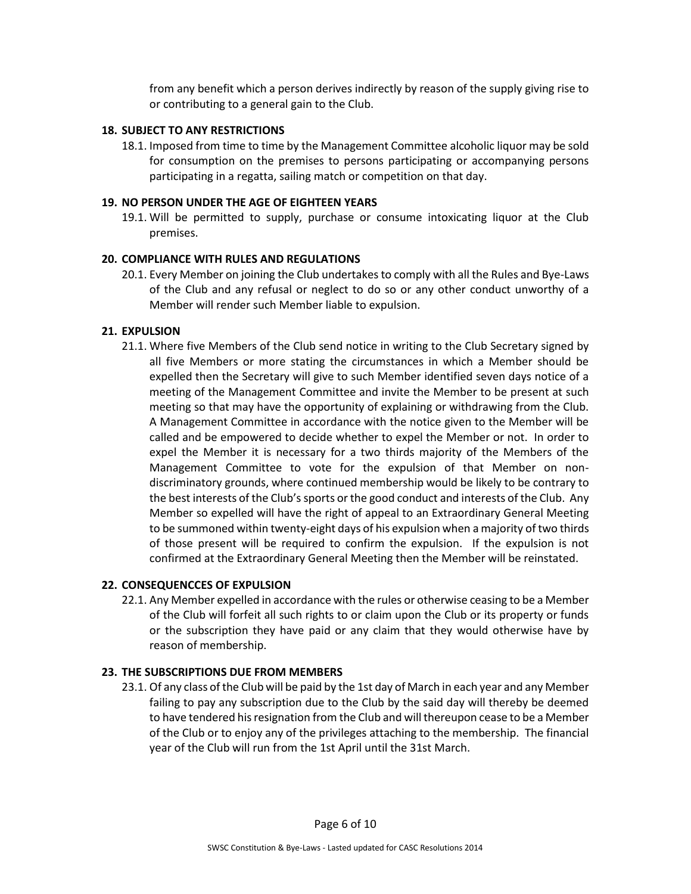from any benefit which a person derives indirectly by reason of the supply giving rise to or contributing to a general gain to the Club.

### 18. SUBJECT TO ANY RESTRICTIONS

18.1. Imposed from time to time by the Management Committee alcoholic liquor may be sold for consumption on the premises to persons participating or accompanying persons participating in a regatta, sailing match or competition on that day.

### 19. NO PERSON UNDER THE AGE OF EIGHTEEN YEARS

19.1. Will be permitted to supply, purchase or consume intoxicating liquor at the Club premises.

### 20. COMPLIANCE WITH RULES AND REGULATIONS

20.1. Every Member on joining the Club undertakes to comply with all the Rules and Bye-Laws of the Club and any refusal or neglect to do so or any other conduct unworthy of a Member will render such Member liable to expulsion.

### 21. EXPULSION

21.1. Where five Members of the Club send notice in writing to the Club Secretary signed by all five Members or more stating the circumstances in which a Member should be expelled then the Secretary will give to such Member identified seven days notice of a meeting of the Management Committee and invite the Member to be present at such meeting so that may have the opportunity of explaining or withdrawing from the Club. A Management Committee in accordance with the notice given to the Member will be called and be empowered to decide whether to expel the Member or not. In order to expel the Member it is necessary for a two thirds majority of the Members of the Management Committee to vote for the expulsion of that Member on non-discriminatory grounds, where continued membership would be likely to be contrary to the best interests of the Club's sports or the good conduct and interests of the Club. Any Member so expelled will have the right of appeal to an Extraordinary General Meeting to be summoned within twenty-eight days of his expulsion when a majority of two thirds of those present will be required to confirm the expulsion. If the expulsion is not confirmed at the Extraordinary General Meeting then the Member will be reinstated.

### 22. CONSEQUENCCES OF EXPULSION

22.1. Any Member expelled in accordance with the rules or otherwise ceasing to be a Member of the Club will forfeit all such rights to or claim upon the Club or its property or funds or the subscription they have paid or any claim that they would otherwise have by reason of membership.

### 23. THE SUBSCRIPTIONS DUE FROM MEMBERS

23.1. Of any class of the Club will be paid by the 1st day of March in each year and any Member failing to pay any subscription due to the Club by the said day will thereby be deemed to have tendered his resignation from the Club and will thereupon cease to be a Member of the Club or to enjoy any of the privileges attaching to the membership. The financial year of the Club will run from the 1st April until the 31st March.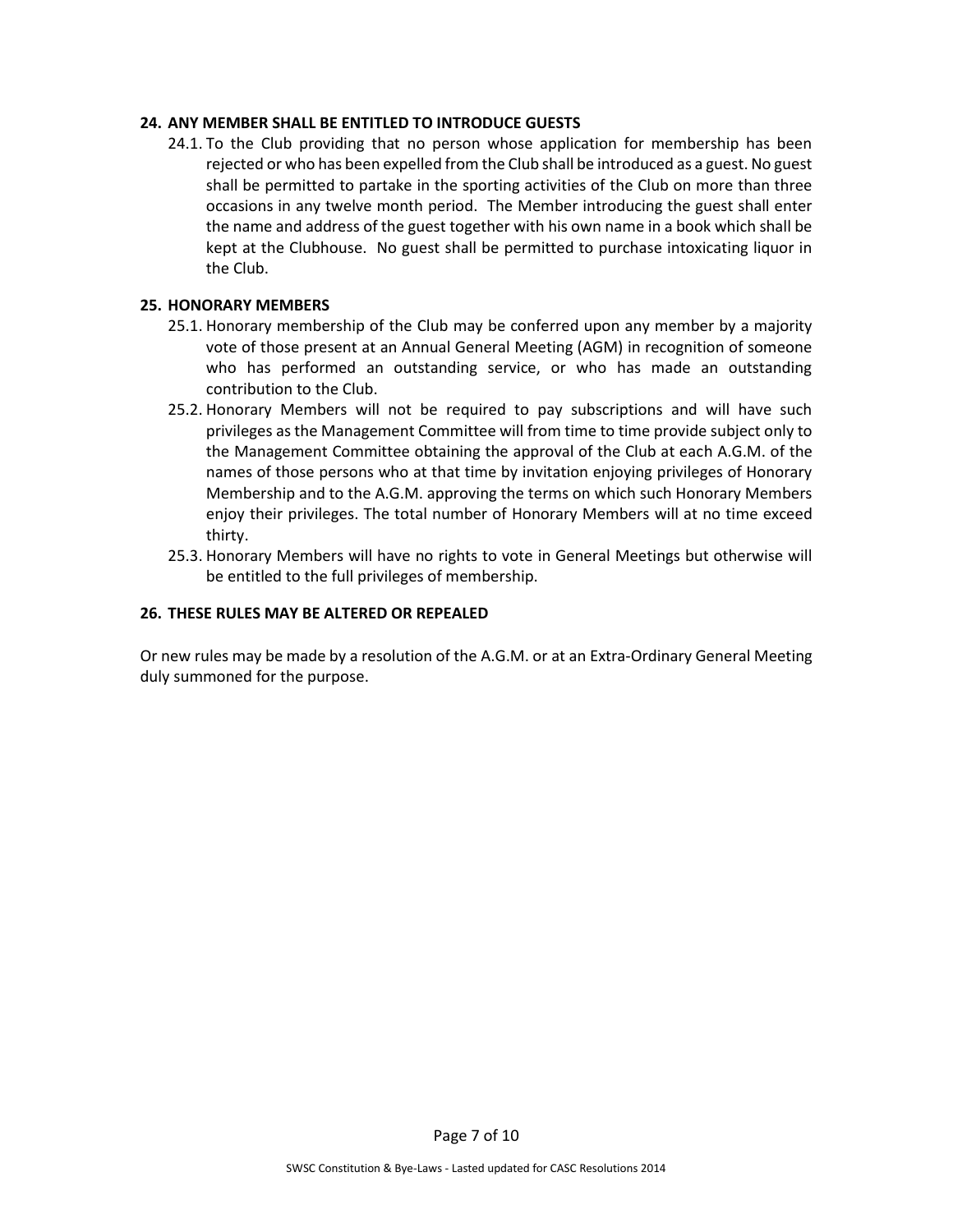### 24. ANY MEMBER SHALL BE ENTITLED TO INTRODUCE GUESTS

24.1. To the Club providing that no person whose application for membership has been rejected or who has been expelled from the Club shall be introduced as a guest. No guest shall be permitted to partake in the sporting activities of the Club on more than three occasions in any twelve month period. The Member introducing the guest shall enter the name and address of the guest together with his own name in a book which shall be kept at the Clubhouse. No guest shall be permitted to purchase intoxicating liquor in the Club.

### 25. HONORARY MEMBERS

25.1. Honorary membership of the Club may be conferred upon any member by a majority vote of those present at an Annual General Meeting (AGM) in recognition of someone who has performed an outstanding service, or who has made an outstanding contribution to the Club.

25.2. Honorary Members will not be required to pay subscriptions and will have such privileges as the Management Committee will from time to time provide subject only to the Management Committee obtaining the approval of the Club at each A.G.M. of the names of those persons who at that time by invitation enjoying privileges of Honorary Membership and to the A.G.M. approving the terms on which such Honorary Members enjoy their privileges. The total number of Honorary Members will at no time exceed thirty.

25.3. Honorary Members will have no rights to vote in General Meetings but otherwise will be entitled to the full privileges of membership.

### 26. THESE RULES MAY BE ALTERED OR REPEALED

Or new rules may be made by a resolution of the A.G.M. or at an Extra-Ordinary General Meeting duly summoned for the purpose.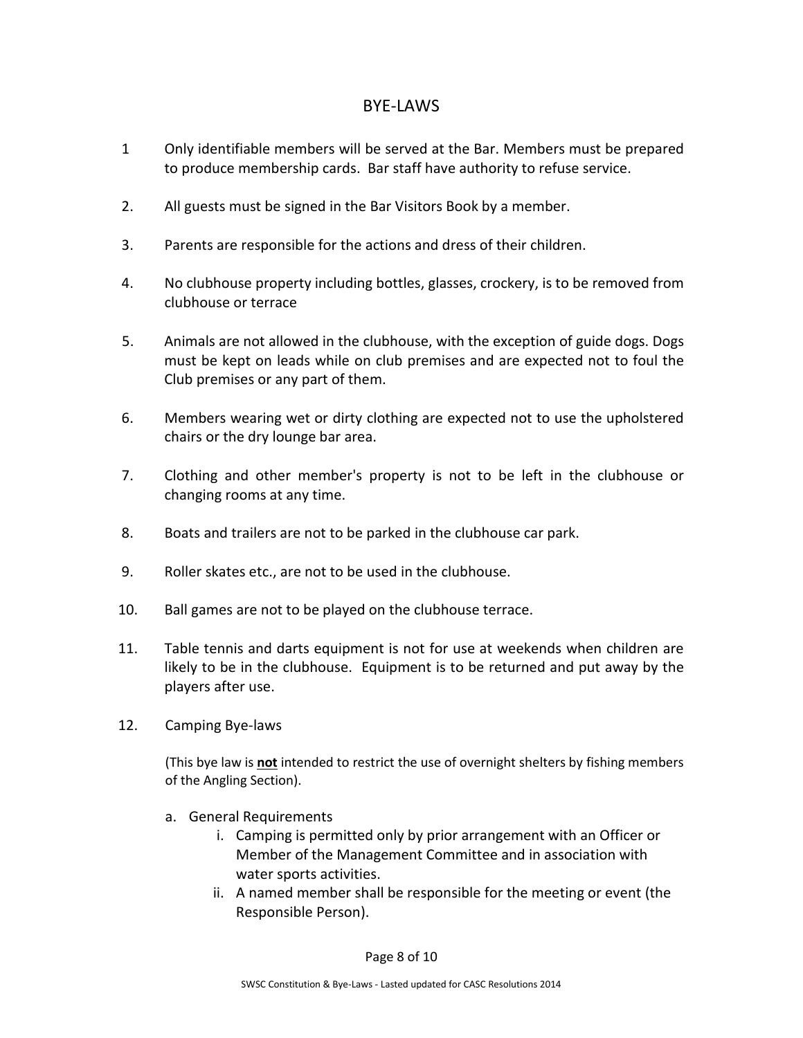# BYE-LAWS

1. Only identifiable members will be served at the Bar. Members must be prepared to produce membership cards. Bar staff have authority to refuse service.

2. All guests must be signed in the Bar Visitors Book by a member.

3. Parents are responsible for the actions and dress of their children.

4. No clubhouse property including bottles, glasses, crockery, is to be removed from clubhouse or terrace

5. Animals are not allowed in the clubhouse, with the exception of guide dogs. Dogs must be kept on leads while on club premises and are expected not to foul the Club premises or any part of them.

6. Members wearing wet or dirty clothing are expected not to use the upholstered chairs or the dry lounge bar area.

7. Clothing and other member's property is not to be left in the clubhouse or changing rooms at any time.

8. Boats and trailers are not to be parked in the clubhouse car park.

9. Roller skates etc., are not to be used in the clubhouse.

10. Ball games are not to be played on the clubhouse terrace.

11. Table tennis and darts equipment is not for use at weekends when children are likely to be in the clubhouse. Equipment is to be returned and put away by the players after use.

12. Camping Bye-laws

    (This bye law is **not** intended to restrict the use of overnight shelters by fishing members of the Angling Section).

    a. General Requirements
        i. Camping is permitted only by prior arrangement with an Officer or Member of the Management Committee and in association with water sports activities.
        ii. A named member shall be responsible for the meeting or event (the Responsible Person).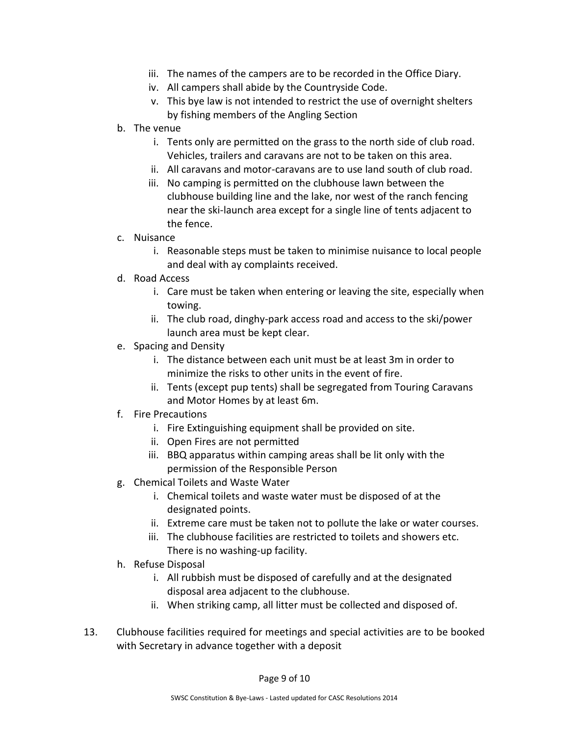iii. The names of the campers are to be recorded in the Office Diary.
   iv. All campers shall abide by the Countryside Code.
   v. This bye law is not intended to restrict the use of overnight shelters by fishing members of the Angling Section

b. The venue
   i. Tents only are permitted on the grass to the north side of club road. Vehicles, trailers and caravans are not to be taken on this area.
   ii. All caravans and motor-caravans are to use land south of club road.
   iii. No camping is permitted on the clubhouse lawn between the clubhouse building line and the lake, nor west of the ranch fencing near the ski-launch area except for a single line of tents adjacent to the fence.

c. Nuisance
   i. Reasonable steps must be taken to minimise nuisance to local people and deal with ay complaints received.

d. Road Access
   i. Care must be taken when entering or leaving the site, especially when towing.
   ii. The club road, dinghy-park access road and access to the ski/power launch area must be kept clear.

e. Spacing and Density
   i. The distance between each unit must be at least 3m in order to minimize the risks to other units in the event of fire.
   ii. Tents (except pup tents) shall be segregated from Touring Caravans and Motor Homes by at least 6m.

f. Fire Precautions
   i. Fire Extinguishing equipment shall be provided on site.
   ii. Open Fires are not permitted
   iii. BBQ apparatus within camping areas shall be lit only with the permission of the Responsible Person

g. Chemical Toilets and Waste Water
   i. Chemical toilets and waste water must be disposed of at the designated points.
   ii. Extreme care must be taken not to pollute the lake or water courses.
   iii. The clubhouse facilities are restricted to toilets and showers etc. There is no washing-up facility.

h. Refuse Disposal
   i. All rubbish must be disposed of carefully and at the designated disposal area adjacent to the clubhouse.
   ii. When striking camp, all litter must be collected and disposed of.

13. Clubhouse facilities required for meetings and special activities are to be booked with Secretary in advance together with a deposit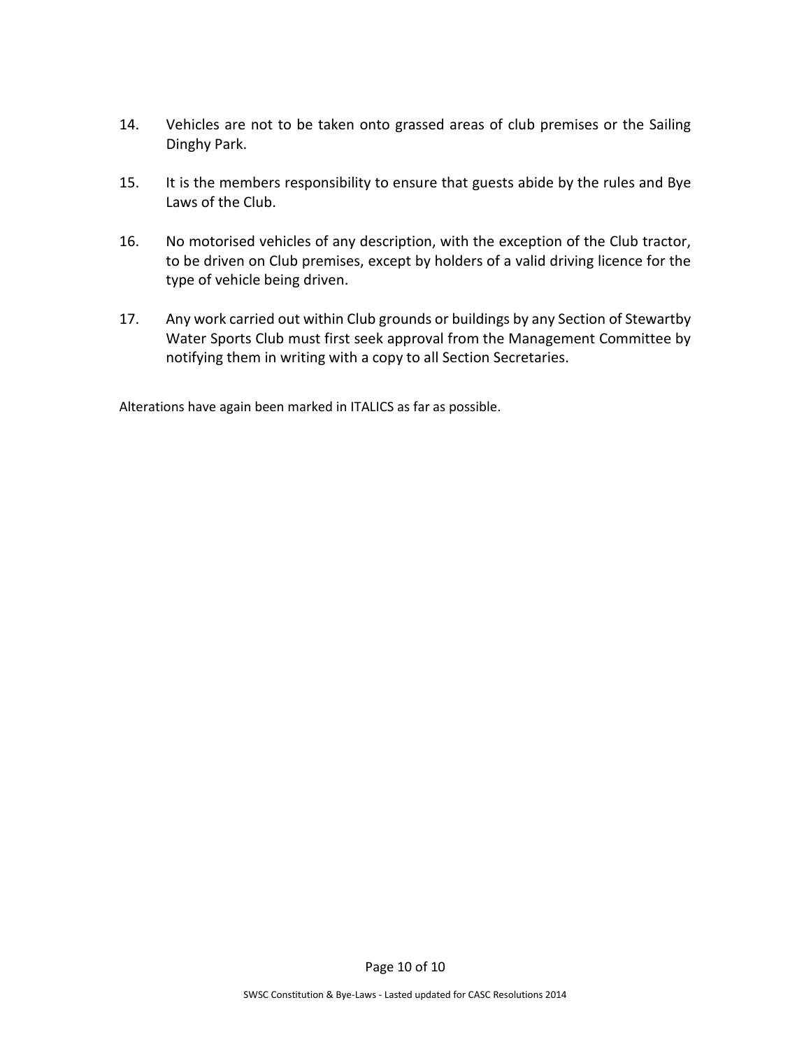14. Vehicles are not to be taken onto grassed areas of club premises or the Sailing Dinghy Park.

15. It is the members responsibility to ensure that guests abide by the rules and Bye Laws of the Club.

16. No motorised vehicles of any description, with the exception of the Club tractor, to be driven on Club premises, except by holders of a valid driving licence for the type of vehicle being driven.

17. Any work carried out within Club grounds or buildings by any Section of Stewartby Water Sports Club must first seek approval from the Management Committee by notifying them in writing with a copy to all Section Secretaries.

Alterations have again been marked in ITALICS as far as possible.